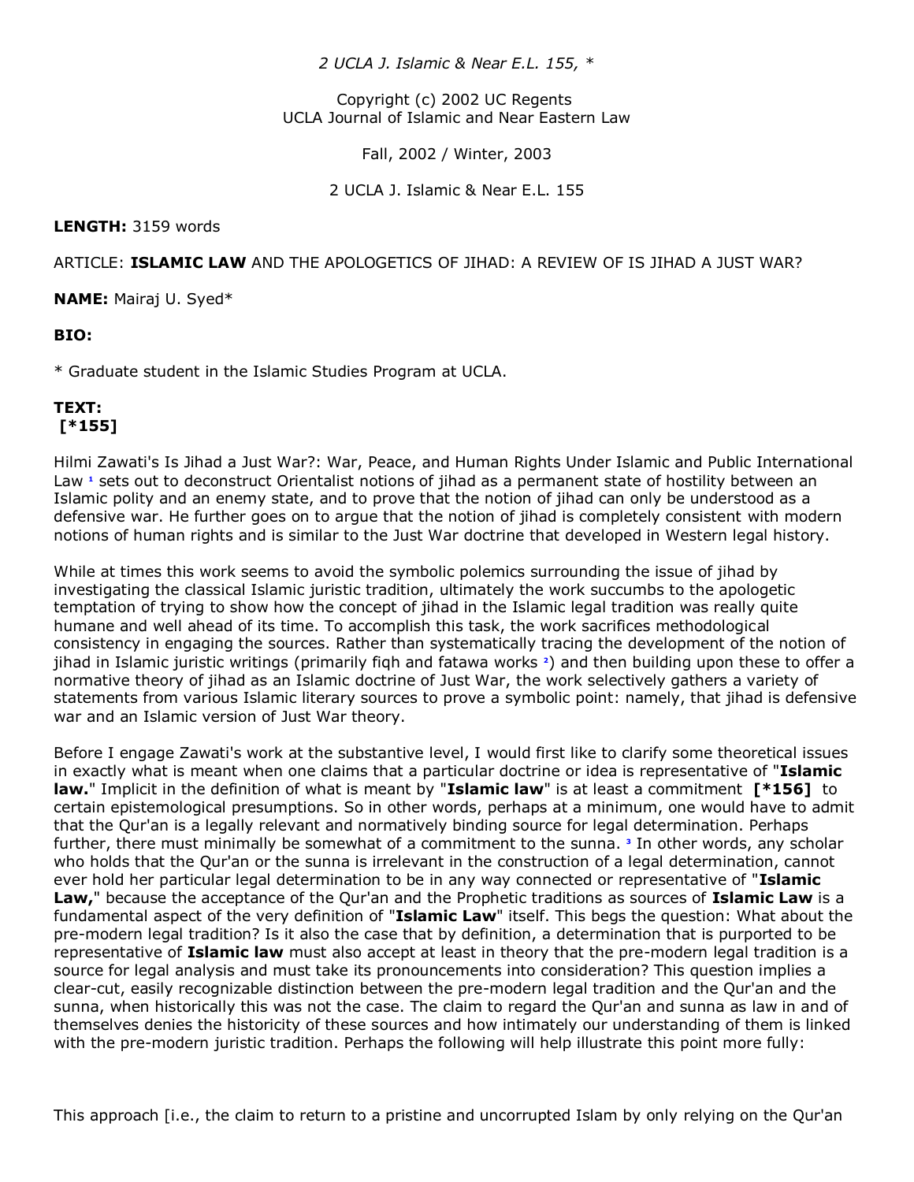*2 UCLA J. Islamic & Near E.L. 155, **

Copyright (c) 2002 UC Regents
UCLA Journal of Islamic and Near Eastern Law

Fall, 2002 / Winter, 2003

2 UCLA J. Islamic & Near E.L. 155

**LENGTH:** 3159 words

ARTICLE: **ISLAMIC LAW** AND THE APOLOGETICS OF JIHAD: A REVIEW OF IS JIHAD A JUST WAR?

**NAME:** Mairaj U. Syed*

**BIO:**

* Graduate student in the Islamic Studies Program at UCLA.

**TEXT:**
**[*155]**

Hilmi Zawati's Is Jihad a Just War?: War, Peace, and Human Rights Under Islamic and Public International Law [1] sets out to deconstruct Orientalist notions of jihad as a permanent state of hostility between an Islamic polity and an enemy state, and to prove that the notion of jihad can only be understood as a defensive war. He further goes on to argue that the notion of jihad is completely consistent with modern notions of human rights and is similar to the Just War doctrine that developed in Western legal history.

While at times this work seems to avoid the symbolic polemics surrounding the issue of jihad by investigating the classical Islamic juristic tradition, ultimately the work succumbs to the apologetic temptation of trying to show how the concept of jihad in the Islamic legal tradition was really quite humane and well ahead of its time. To accomplish this task, the work sacrifices methodological consistency in engaging the sources. Rather than systematically tracing the development of the notion of jihad in Islamic juristic writings (primarily fiqh and fatawa works [2]) and then building upon these to offer a normative theory of jihad as an Islamic doctrine of Just War, the work selectively gathers a variety of statements from various Islamic literary sources to prove a symbolic point: namely, that jihad is defensive war and an Islamic version of Just War theory.

Before I engage Zawati's work at the substantive level, I would first like to clarify some theoretical issues in exactly what is meant when one claims that a particular doctrine or idea is representative of "**Islamic law.**" Implicit in the definition of what is meant by "**Islamic law**" is at least a commitment **[*156]** to certain epistemological presumptions. So in other words, perhaps at a minimum, one would have to admit that the Qur'an is a legally relevant and normatively binding source for legal determination. Perhaps further, there must minimally be somewhat of a commitment to the sunna. [3] In other words, any scholar who holds that the Qur'an or the sunna is irrelevant in the construction of a legal determination, cannot ever hold her particular legal determination to be in any way connected or representative of "**Islamic Law,**" because the acceptance of the Qur'an and the Prophetic traditions as sources of **Islamic Law** is a fundamental aspect of the very definition of "**Islamic Law**" itself. This begs the question: What about the pre-modern legal tradition? Is it also the case that by definition, a determination that is purported to be representative of **Islamic law** must also accept at least in theory that the pre-modern legal tradition is a source for legal analysis and must take its pronouncements into consideration? This question implies a clear-cut, easily recognizable distinction between the pre-modern legal tradition and the Qur'an and the sunna, when historically this was not the case. The claim to regard the Qur'an and sunna as law in and of themselves denies the historicity of these sources and how intimately our understanding of them is linked with the pre-modern juristic tradition. Perhaps the following will help illustrate this point more fully:

This approach [i.e., the claim to return to a pristine and uncorrupted Islam by only relying on the Qur'an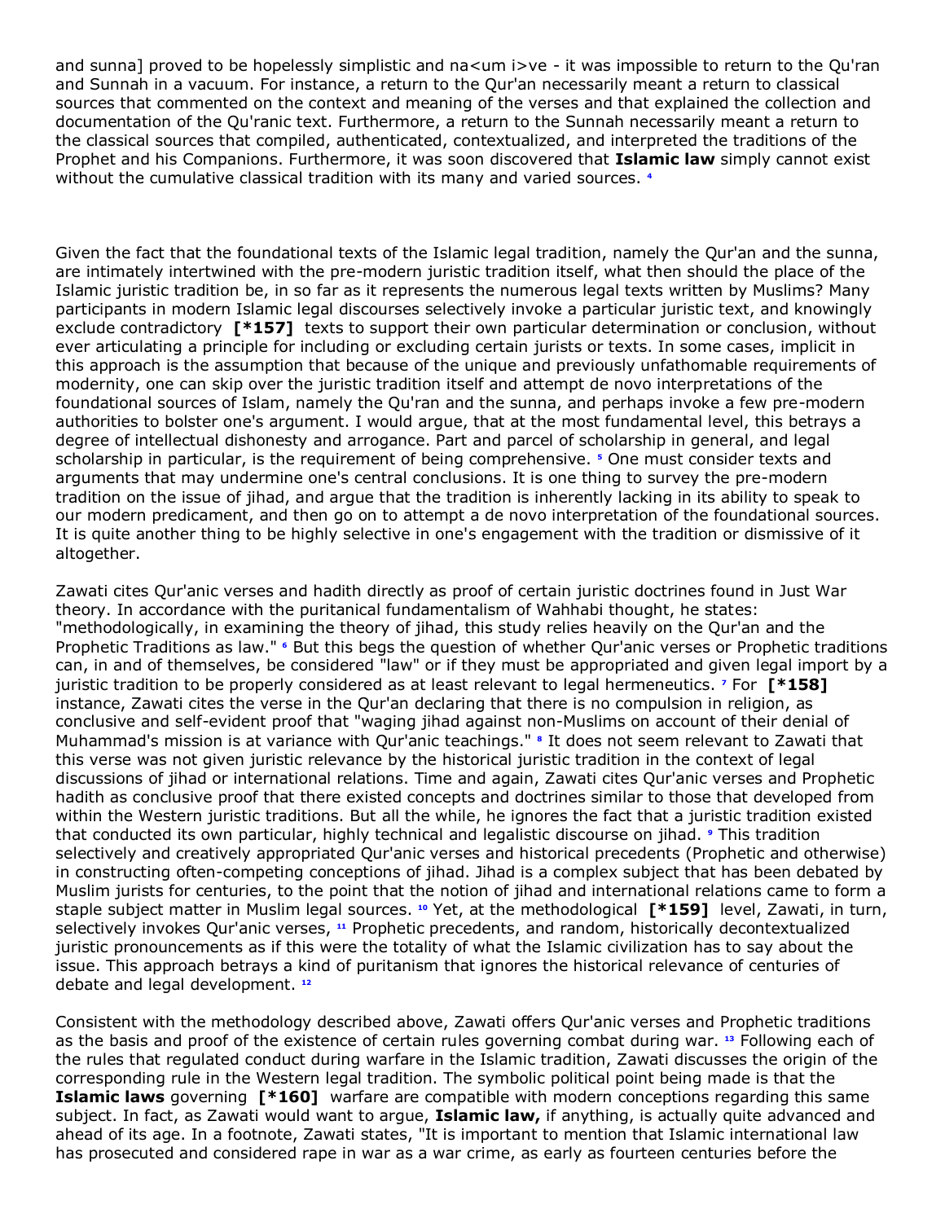and sunna] proved to be hopelessly simplistic and na<um i>ve - it was impossible to return to the Qu'ran and Sunnah in a vacuum. For instance, a return to the Qur'an necessarily meant a return to classical sources that commented on the context and meaning of the verses and that explained the collection and documentation of the Qu'ranic text. Furthermore, a return to the Sunnah necessarily meant a return to the classical sources that compiled, authenticated, contextualized, and interpreted the traditions of the Prophet and his Companions. Furthermore, it was soon discovered that **Islamic law** simply cannot exist without the cumulative classical tradition with its many and varied sources. [4]

Given the fact that the foundational texts of the Islamic legal tradition, namely the Qur'an and the sunna, are intimately intertwined with the pre-modern juristic tradition itself, what then should the place of the Islamic juristic tradition be, in so far as it represents the numerous legal texts written by Muslims? Many participants in modern Islamic legal discourses selectively invoke a particular juristic text, and knowingly exclude contradictory **[*157]** texts to support their own particular determination or conclusion, without ever articulating a principle for including or excluding certain jurists or texts. In some cases, implicit in this approach is the assumption that because of the unique and previously unfathomable requirements of modernity, one can skip over the juristic tradition itself and attempt de novo interpretations of the foundational sources of Islam, namely the Qu'ran and the sunna, and perhaps invoke a few pre-modern authorities to bolster one's argument. I would argue, that at the most fundamental level, this betrays a degree of intellectual dishonesty and arrogance. Part and parcel of scholarship in general, and legal scholarship in particular, is the requirement of being comprehensive. [5] One must consider texts and arguments that may undermine one's central conclusions. It is one thing to survey the pre-modern tradition on the issue of jihad, and argue that the tradition is inherently lacking in its ability to speak to our modern predicament, and then go on to attempt a de novo interpretation of the foundational sources. It is quite another thing to be highly selective in one's engagement with the tradition or dismissive of it altogether.

Zawati cites Qur'anic verses and hadith directly as proof of certain juristic doctrines found in Just War theory. In accordance with the puritanical fundamentalism of Wahhabi thought, he states: "methodologically, in examining the theory of jihad, this study relies heavily on the Qur'an and the Prophetic Traditions as law." [6] But this begs the question of whether Qur'anic verses or Prophetic traditions can, in and of themselves, be considered "law" or if they must be appropriated and given legal import by a juristic tradition to be properly considered as at least relevant to legal hermeneutics. [7] For **[*158]** instance, Zawati cites the verse in the Qur'an declaring that there is no compulsion in religion, as conclusive and self-evident proof that "waging jihad against non-Muslims on account of their denial of Muhammad's mission is at variance with Qur'anic teachings." [8] It does not seem relevant to Zawati that this verse was not given juristic relevance by the historical juristic tradition in the context of legal discussions of jihad or international relations. Time and again, Zawati cites Qur'anic verses and Prophetic hadith as conclusive proof that there existed concepts and doctrines similar to those that developed from within the Western juristic traditions. But all the while, he ignores the fact that a juristic tradition existed that conducted its own particular, highly technical and legalistic discourse on jihad. [9] This tradition selectively and creatively appropriated Qur'anic verses and historical precedents (Prophetic and otherwise) in constructing often-competing conceptions of jihad. Jihad is a complex subject that has been debated by Muslim jurists for centuries, to the point that the notion of jihad and international relations came to form a staple subject matter in Muslim legal sources. [10] Yet, at the methodological **[*159]** level, Zawati, in turn, selectively invokes Qur'anic verses, [11] Prophetic precedents, and random, historically decontextualized juristic pronouncements as if this were the totality of what the Islamic civilization has to say about the issue. This approach betrays a kind of puritanism that ignores the historical relevance of centuries of debate and legal development. [12]

Consistent with the methodology described above, Zawati offers Qur'anic verses and Prophetic traditions as the basis and proof of the existence of certain rules governing combat during war. [13] Following each of the rules that regulated conduct during warfare in the Islamic tradition, Zawati discusses the origin of the corresponding rule in the Western legal tradition. The symbolic political point being made is that the **Islamic laws** governing **[*160]** warfare are compatible with modern conceptions regarding this same subject. In fact, as Zawati would want to argue, **Islamic law,** if anything, is actually quite advanced and ahead of its age. In a footnote, Zawati states, "It is important to mention that Islamic international law has prosecuted and considered rape in war as a war crime, as early as fourteen centuries before the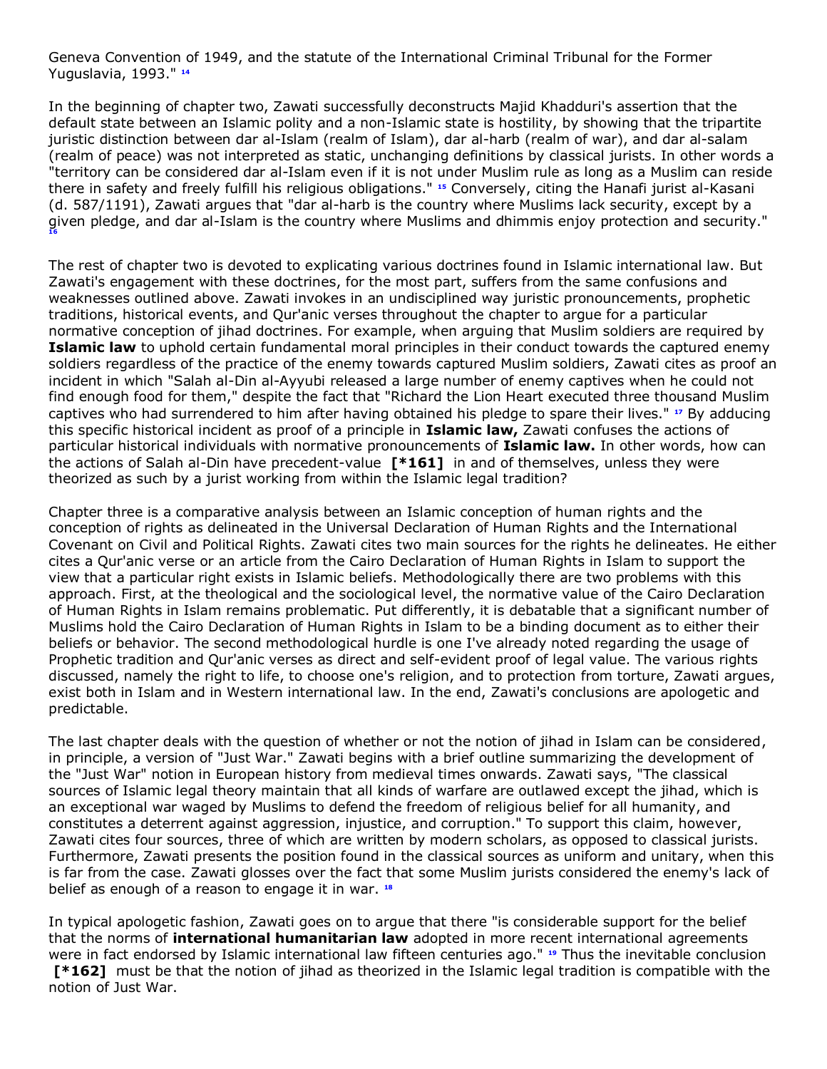Geneva Convention of 1949, and the statute of the International Criminal Tribunal for the Former Yuguslavia, 1993." [14]

In the beginning of chapter two, Zawati successfully deconstructs Majid Khadduri's assertion that the default state between an Islamic polity and a non-Islamic state is hostility, by showing that the tripartite juristic distinction between dar al-Islam (realm of Islam), dar al-harb (realm of war), and dar al-salam (realm of peace) was not interpreted as static, unchanging definitions by classical jurists. In other words a "territory can be considered dar al-Islam even if it is not under Muslim rule as long as a Muslim can reside there in safety and freely fulfill his religious obligations." [15] Conversely, citing the Hanafi jurist al-Kasani (d. 587/1191), Zawati argues that "dar al-harb is the country where Muslims lack security, except by a given pledge, and dar al-Islam is the country where Muslims and dhimmis enjoy protection and security." [16]

The rest of chapter two is devoted to explicating various doctrines found in Islamic international law. But Zawati's engagement with these doctrines, for the most part, suffers from the same confusions and weaknesses outlined above. Zawati invokes in an undisciplined way juristic pronouncements, prophetic traditions, historical events, and Qur'anic verses throughout the chapter to argue for a particular normative conception of jihad doctrines. For example, when arguing that Muslim soldiers are required by **Islamic law** to uphold certain fundamental moral principles in their conduct towards the captured enemy soldiers regardless of the practice of the enemy towards captured Muslim soldiers, Zawati cites as proof an incident in which "Salah al-Din al-Ayyubi released a large number of enemy captives when he could not find enough food for them," despite the fact that "Richard the Lion Heart executed three thousand Muslim captives who had surrendered to him after having obtained his pledge to spare their lives." [17] By adducing this specific historical incident as proof of a principle in **Islamic law,** Zawati confuses the actions of particular historical individuals with normative pronouncements of **Islamic law.** In other words, how can the actions of Salah al-Din have precedent-value **[*161]** in and of themselves, unless they were theorized as such by a jurist working from within the Islamic legal tradition?

Chapter three is a comparative analysis between an Islamic conception of human rights and the conception of rights as delineated in the Universal Declaration of Human Rights and the International Covenant on Civil and Political Rights. Zawati cites two main sources for the rights he delineates. He either cites a Qur'anic verse or an article from the Cairo Declaration of Human Rights in Islam to support the view that a particular right exists in Islamic beliefs. Methodologically there are two problems with this approach. First, at the theological and the sociological level, the normative value of the Cairo Declaration of Human Rights in Islam remains problematic. Put differently, it is debatable that a significant number of Muslims hold the Cairo Declaration of Human Rights in Islam to be a binding document as to either their beliefs or behavior. The second methodological hurdle is one I've already noted regarding the usage of Prophetic tradition and Qur'anic verses as direct and self-evident proof of legal value. The various rights discussed, namely the right to life, to choose one's religion, and to protection from torture, Zawati argues, exist both in Islam and in Western international law. In the end, Zawati's conclusions are apologetic and predictable.

The last chapter deals with the question of whether or not the notion of jihad in Islam can be considered, in principle, a version of "Just War." Zawati begins with a brief outline summarizing the development of the "Just War" notion in European history from medieval times onwards. Zawati says, "The classical sources of Islamic legal theory maintain that all kinds of warfare are outlawed except the jihad, which is an exceptional war waged by Muslims to defend the freedom of religious belief for all humanity, and constitutes a deterrent against aggression, injustice, and corruption." To support this claim, however, Zawati cites four sources, three of which are written by modern scholars, as opposed to classical jurists. Furthermore, Zawati presents the position found in the classical sources as uniform and unitary, when this is far from the case. Zawati glosses over the fact that some Muslim jurists considered the enemy's lack of belief as enough of a reason to engage it in war. [18]

In typical apologetic fashion, Zawati goes on to argue that there "is considerable support for the belief that the norms of **international humanitarian law** adopted in more recent international agreements were in fact endorsed by Islamic international law fifteen centuries ago." [19] Thus the inevitable conclusion **[*162]** must be that the notion of jihad as theorized in the Islamic legal tradition is compatible with the notion of Just War.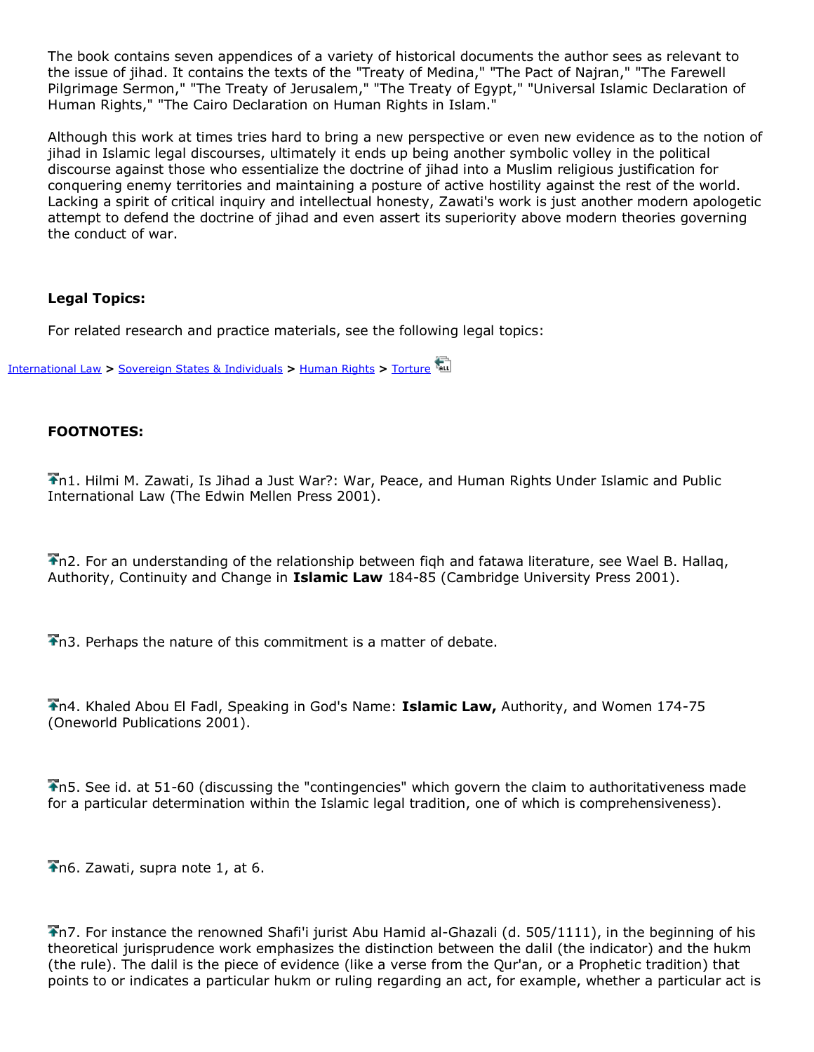The book contains seven appendices of a variety of historical documents the author sees as relevant to the issue of jihad. It contains the texts of the "Treaty of Medina," "The Pact of Najran," "The Farewell Pilgrimage Sermon," "The Treaty of Jerusalem," "The Treaty of Egypt," "Universal Islamic Declaration of Human Rights," "The Cairo Declaration on Human Rights in Islam."

Although this work at times tries hard to bring a new perspective or even new evidence as to the notion of jihad in Islamic legal discourses, ultimately it ends up being another symbolic volley in the political discourse against those who essentialize the doctrine of jihad into a Muslim religious justification for conquering enemy territories and maintaining a posture of active hostility against the rest of the world. Lacking a spirit of critical inquiry and intellectual honesty, Zawati's work is just another modern apologetic attempt to defend the doctrine of jihad and even assert its superiority above modern theories governing the conduct of war.

**Legal Topics:**

For related research and practice materials, see the following legal topics:

International Law > Sovereign States & Individuals > Human Rights > Torture

**FOOTNOTES:**

n1. Hilmi M. Zawati, Is Jihad a Just War?: War, Peace, and Human Rights Under Islamic and Public International Law (The Edwin Mellen Press 2001).

n2. For an understanding of the relationship between fiqh and fatawa literature, see Wael B. Hallaq, Authority, Continuity and Change in **Islamic Law** 184-85 (Cambridge University Press 2001).

n3. Perhaps the nature of this commitment is a matter of debate.

n4. Khaled Abou El Fadl, Speaking in God's Name: **Islamic Law,** Authority, and Women 174-75 (Oneworld Publications 2001).

n5. See id. at 51-60 (discussing the "contingencies" which govern the claim to authoritativeness made for a particular determination within the Islamic legal tradition, one of which is comprehensiveness).

n6. Zawati, supra note 1, at 6.

n7. For instance the renowned Shafi'i jurist Abu Hamid al-Ghazali (d. 505/1111), in the beginning of his theoretical jurisprudence work emphasizes the distinction between the dalil (the indicator) and the hukm (the rule). The dalil is the piece of evidence (like a verse from the Qur'an, or a Prophetic tradition) that points to or indicates a particular hukm or ruling regarding an act, for example, whether a particular act is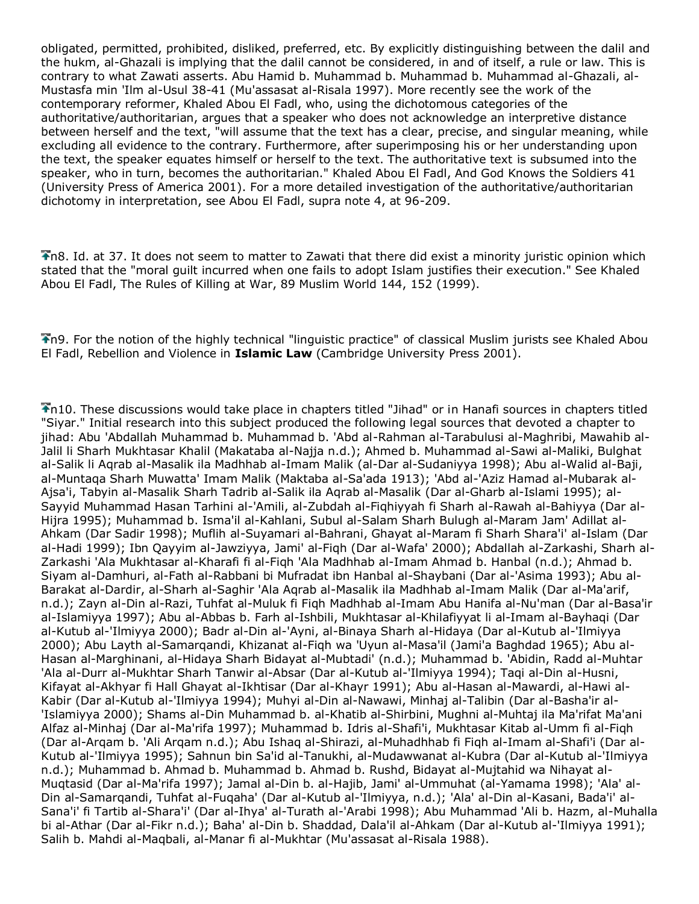obligated, permitted, prohibited, disliked, preferred, etc. By explicitly distinguishing between the dalil and the hukm, al-Ghazali is implying that the dalil cannot be considered, in and of itself, a rule or law. This is contrary to what Zawati asserts. Abu Hamid b. Muhammad b. Muhammad b. Muhammad al-Ghazali, al-Mustasfa min 'Ilm al-Usul 38-41 (Mu'assasat al-Risala 1997). More recently see the work of the contemporary reformer, Khaled Abou El Fadl, who, using the dichotomous categories of the authoritative/authoritarian, argues that a speaker who does not acknowledge an interpretive distance between herself and the text, "will assume that the text has a clear, precise, and singular meaning, while excluding all evidence to the contrary. Furthermore, after superimposing his or her understanding upon the text, the speaker equates himself or herself to the text. The authoritative text is subsumed into the speaker, who in turn, becomes the authoritarian." Khaled Abou El Fadl, And God Knows the Soldiers 41 (University Press of America 2001). For a more detailed investigation of the authoritative/authoritarian dichotomy in interpretation, see Abou El Fadl, supra note 4, at 96-209.

n8. Id. at 37. It does not seem to matter to Zawati that there did exist a minority juristic opinion which stated that the "moral guilt incurred when one fails to adopt Islam justifies their execution." See Khaled Abou El Fadl, The Rules of Killing at War, 89 Muslim World 144, 152 (1999).

n9. For the notion of the highly technical "linguistic practice" of classical Muslim jurists see Khaled Abou El Fadl, Rebellion and Violence in **Islamic Law** (Cambridge University Press 2001).

n10. These discussions would take place in chapters titled "Jihad" or in Hanafi sources in chapters titled "Siyar." Initial research into this subject produced the following legal sources that devoted a chapter to jihad: Abu 'Abdallah Muhammad b. Muhammad b. 'Abd al-Rahman al-Tarabulusi al-Maghribi, Mawahib al-Jalil li Sharh Mukhtasar Khalil (Makataba al-Najja n.d.); Ahmed b. Muhammad al-Sawi al-Maliki, Bulghat al-Salik li Aqrab al-Masalik ila Madhhab al-Imam Malik (al-Dar al-Sudaniyya 1998); Abu al-Walid al-Baji, al-Muntaqa Sharh Muwatta' Imam Malik (Maktaba al-Sa'ada 1913); 'Abd al-'Aziz Hamad al-Mubarak al-Ajsa'i, Tabyin al-Masalik Sharh Tadrib al-Salik ila Aqrab al-Masalik (Dar al-Gharb al-Islami 1995); al-Sayyid Muhammad Hasan Tarhini al-'Amili, al-Zubdah al-Fiqhiyyah fi Sharh al-Rawah al-Bahiyya (Dar al-Hijra 1995); Muhammad b. Isma'il al-Kahlani, Subul al-Salam Sharh Bulugh al-Maram Jam' Adillat al-Ahkam (Dar Sadir 1998); Muflih al-Suyamari al-Bahrani, Ghayat al-Maram fi Sharh Shara'i' al-Islam (Dar al-Hadi 1999); Ibn Qayyim al-Jawziyya, Jami' al-Fiqh (Dar al-Wafa' 2000); Abdallah al-Zarkashi, Sharh al-Zarkashi 'Ala Mukhtasar al-Kharafi fi al-Fiqh 'Ala Madhhab al-Imam Ahmad b. Hanbal (n.d.); Ahmad b. Siyam al-Damhuri, al-Fath al-Rabbani bi Mufradat ibn Hanbal al-Shaybani (Dar al-'Asima 1993); Abu al-Barakat al-Dardir, al-Sharh al-Saghir 'Ala Aqrab al-Masalik ila Madhhab al-Imam Malik (Dar al-Ma'arif, n.d.); Zayn al-Din al-Razi, Tuhfat al-Muluk fi Fiqh Madhhab al-Imam Abu Hanifa al-Nu'man (Dar al-Basa'ir al-Islamiyya 1997); Abu al-Abbas b. Farh al-Ishbili, Mukhtasar al-Khilafiyyat li al-Imam al-Bayhaqi (Dar al-Kutub al-'Ilmiyya 2000); Badr al-Din al-'Ayni, al-Binaya Sharh al-Hidaya (Dar al-Kutub al-'Ilmiyya 2000); Abu Layth al-Samarqandi, Khizanat al-Fiqh wa 'Uyun al-Masa'il (Jami'a Baghdad 1965); Abu al-Hasan al-Marghinani, al-Hidaya Sharh Bidayat al-Mubtadi' (n.d.); Muhammad b. 'Abidin, Radd al-Muhtar 'Ala al-Durr al-Mukhtar Sharh Tanwir al-Absar (Dar al-Kutub al-'Ilmiyya 1994); Taqi al-Din al-Husni, Kifayat al-Akhyar fi Hall Ghayat al-Ikhtisar (Dar al-Khayr 1991); Abu al-Hasan al-Mawardi, al-Hawi al-Kabir (Dar al-Kutub al-'Ilmiyya 1994); Muhyi al-Din al-Nawawi, Minhaj al-Talibin (Dar al-Basha'ir al-'Islamiyya 2000); Shams al-Din Muhammad b. al-Khatib al-Shirbini, Mughni al-Muhtaj ila Ma'rifat Ma'ani Alfaz al-Minhaj (Dar al-Ma'rifa 1997); Muhammad b. Idris al-Shafi'i, Mukhtasar Kitab al-Umm fi al-Fiqh (Dar al-Arqam b. 'Ali Arqam n.d.); Abu Ishaq al-Shirazi, al-Muhadhhab fi Fiqh al-Imam al-Shafi'i (Dar al-Kutub al-'Ilmiyya 1995); Sahnun bin Sa'id al-Tanukhi, al-Mudawwanat al-Kubra (Dar al-Kutub al-'Ilmiyya n.d.); Muhammad b. Ahmad b. Muhammad b. Ahmad b. Rushd, Bidayat al-Mujtahid wa Nihayat al-Muqtasid (Dar al-Ma'rifa 1997); Jamal al-Din b. al-Hajib, Jami' al-Ummuhat (al-Yamama 1998); 'Ala' al-Din al-Samarqandi, Tuhfat al-Fuqaha' (Dar al-Kutub al-'Ilmiyya, n.d.); 'Ala' al-Din al-Kasani, Bada'i' al-Sana'i' fi Tartib al-Shara'i' (Dar al-Ihya' al-Turath al-'Arabi 1998); Abu Muhammad 'Ali b. Hazm, al-Muhalla bi al-Athar (Dar al-Fikr n.d.); Baha' al-Din b. Shaddad, Dala'il al-Ahkam (Dar al-Kutub al-'Ilmiyya 1991); Salih b. Mahdi al-Maqbali, al-Manar fi al-Mukhtar (Mu'assasat al-Risala 1988).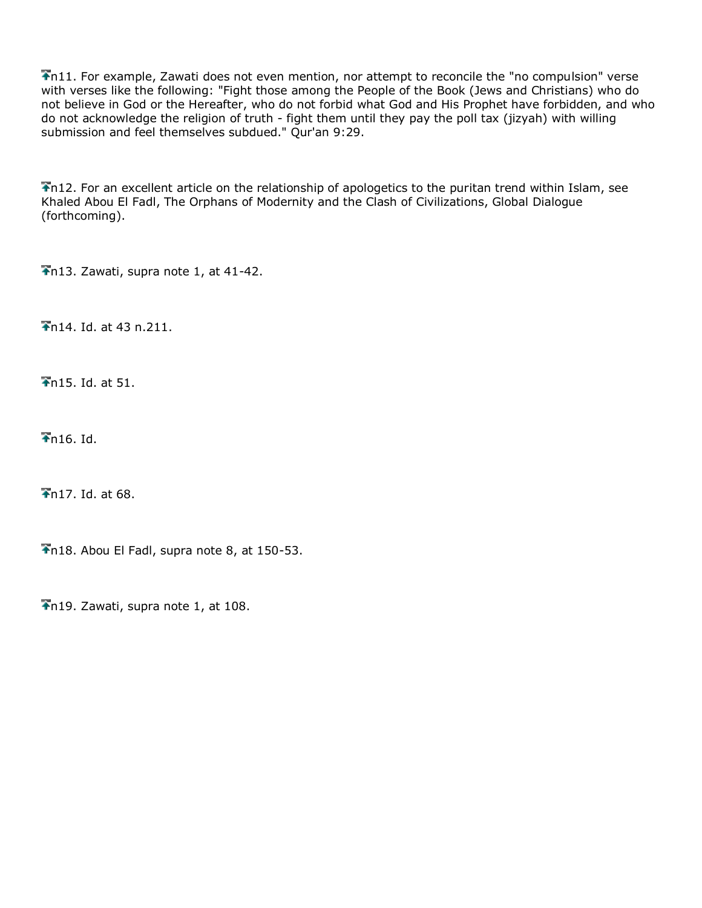n11. For example, Zawati does not even mention, nor attempt to reconcile the "no compulsion" verse with verses like the following: "Fight those among the People of the Book (Jews and Christians) who do not believe in God or the Hereafter, who do not forbid what God and His Prophet have forbidden, and who do not acknowledge the religion of truth - fight them until they pay the poll tax (jizyah) with willing submission and feel themselves subdued." Qur'an 9:29.

n12. For an excellent article on the relationship of apologetics to the puritan trend within Islam, see Khaled Abou El Fadl, The Orphans of Modernity and the Clash of Civilizations, Global Dialogue (forthcoming).

n13. Zawati, supra note 1, at 41-42.

n14. Id. at 43 n.211.

n15. Id. at 51.

n16. Id.

n17. Id. at 68.

n18. Abou El Fadl, supra note 8, at 150-53.

n19. Zawati, supra note 1, at 108.